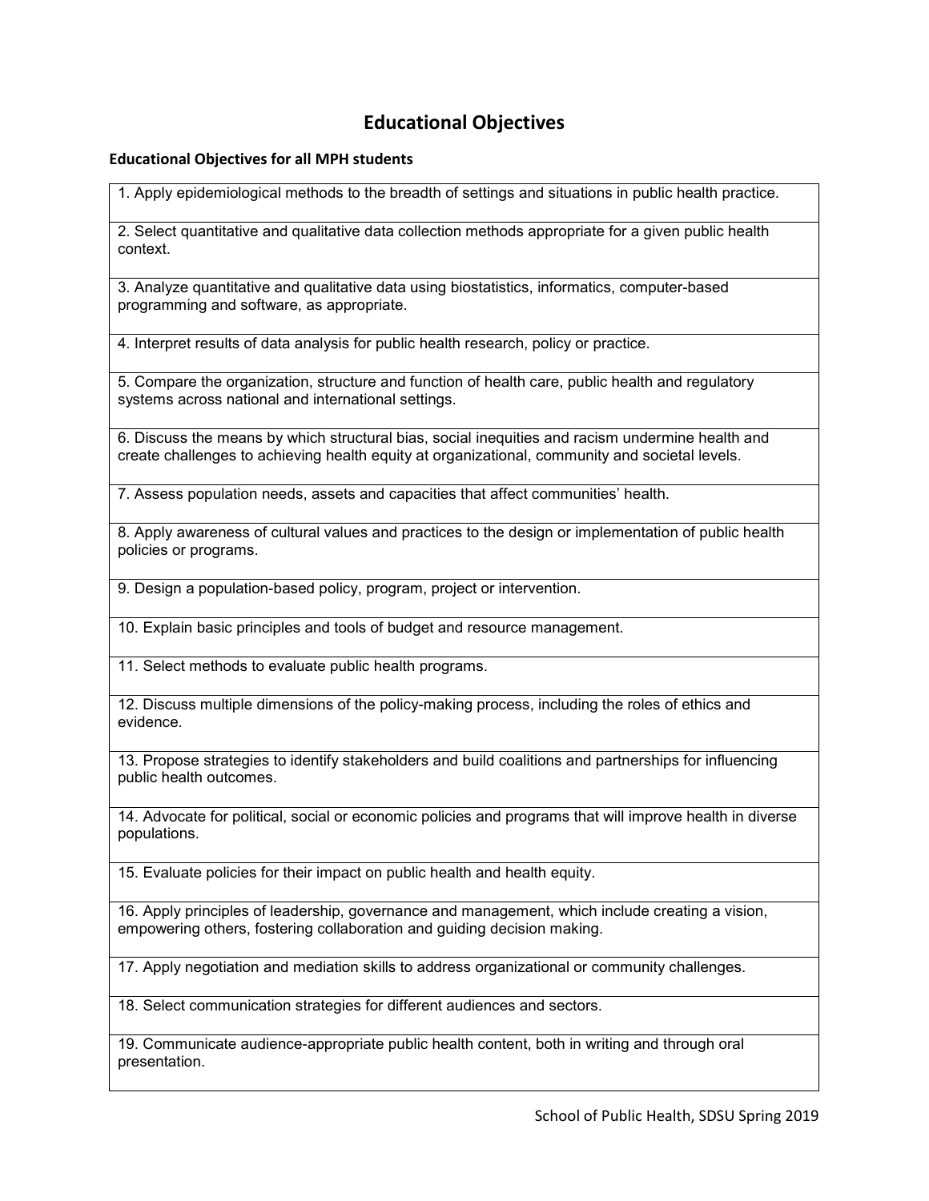# Educational Objectives

### Educational Objectives for all MPH students

| |
|---|
| 1. Apply epidemiological methods to the breadth of settings and situations in public health practice. |
| 2. Select quantitative and qualitative data collection methods appropriate for a given public health context. |
| 3. Analyze quantitative and qualitative data using biostatistics, informatics, computer-based programming and software, as appropriate. |
| 4. Interpret results of data analysis for public health research, policy or practice. |
| 5. Compare the organization, structure and function of health care, public health and regulatory systems across national and international settings. |
| 6. Discuss the means by which structural bias, social inequities and racism undermine health and create challenges to achieving health equity at organizational, community and societal levels. |
| 7. Assess population needs, assets and capacities that affect communities' health. |
| 8. Apply awareness of cultural values and practices to the design or implementation of public health policies or programs. |
| 9. Design a population-based policy, program, project or intervention. |
| 10. Explain basic principles and tools of budget and resource management. |
| 11. Select methods to evaluate public health programs. |
| 12. Discuss multiple dimensions of the policy-making process, including the roles of ethics and evidence. |
| 13. Propose strategies to identify stakeholders and build coalitions and partnerships for influencing public health outcomes. |
| 14. Advocate for political, social or economic policies and programs that will improve health in diverse populations. |
| 15. Evaluate policies for their impact on public health and health equity. |
| 16. Apply principles of leadership, governance and management, which include creating a vision, empowering others, fostering collaboration and guiding decision making. |
| 17. Apply negotiation and mediation skills to address organizational or community challenges. |
| 18. Select communication strategies for different audiences and sectors. |
| 19. Communicate audience-appropriate public health content, both in writing and through oral presentation. |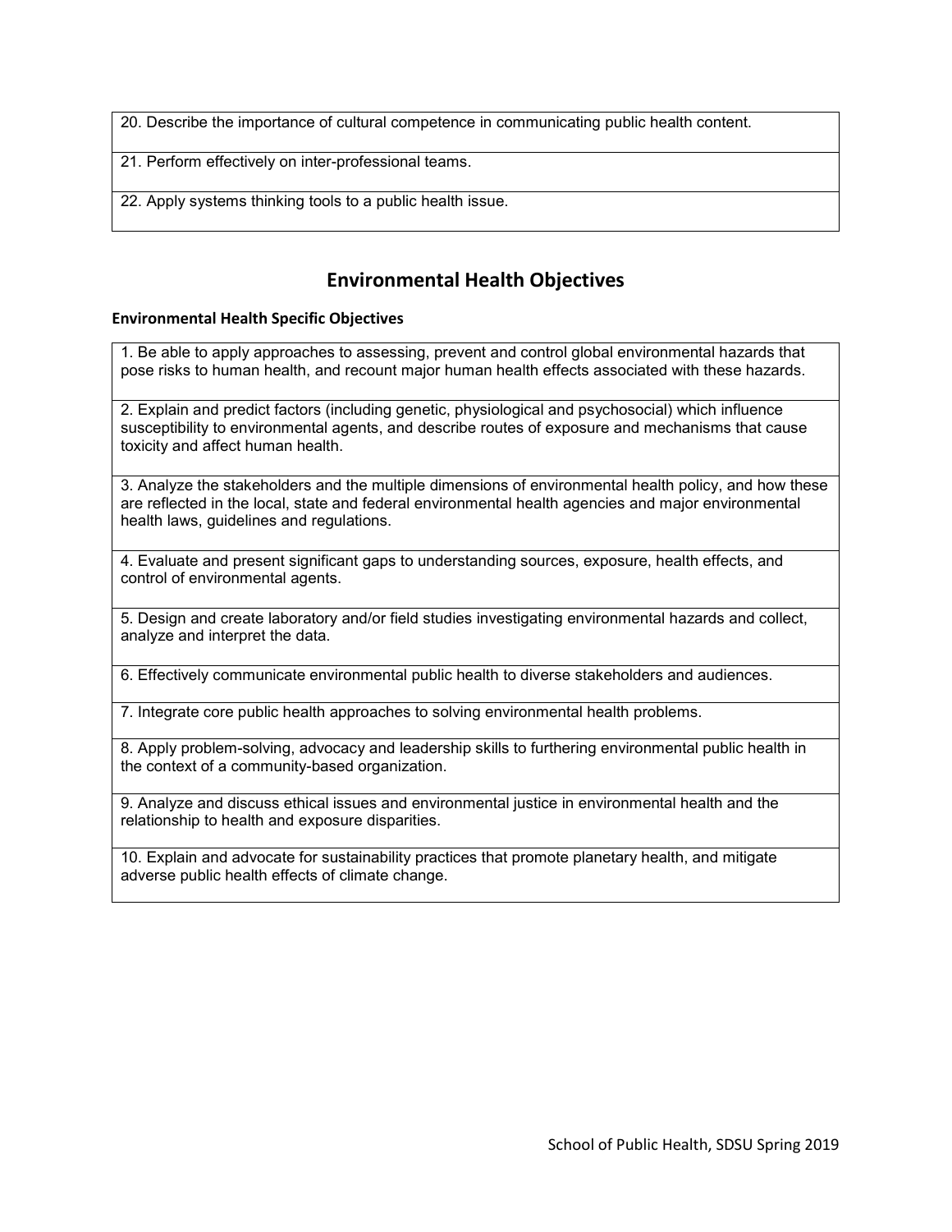| |
|---|
| 20. Describe the importance of cultural competence in communicating public health content. |
| 21. Perform effectively on inter-professional teams. |
| 22. Apply systems thinking tools to a public health issue. |

## Environmental Health Objectives

### Environmental Health Specific Objectives

| |
|---|
| 1. Be able to apply approaches to assessing, prevent and control global environmental hazards that pose risks to human health, and recount major human health effects associated with these hazards. |
| 2. Explain and predict factors (including genetic, physiological and psychosocial) which influence susceptibility to environmental agents, and describe routes of exposure and mechanisms that cause toxicity and affect human health. |
| 3. Analyze the stakeholders and the multiple dimensions of environmental health policy, and how these are reflected in the local, state and federal environmental health agencies and major environmental health laws, guidelines and regulations. |
| 4. Evaluate and present significant gaps to understanding sources, exposure, health effects, and control of environmental agents. |
| 5. Design and create laboratory and/or field studies investigating environmental hazards and collect, analyze and interpret the data. |
| 6. Effectively communicate environmental public health to diverse stakeholders and audiences. |
| 7. Integrate core public health approaches to solving environmental health problems. |
| 8. Apply problem-solving, advocacy and leadership skills to furthering environmental public health in the context of a community-based organization. |
| 9. Analyze and discuss ethical issues and environmental justice in environmental health and the relationship to health and exposure disparities. |
| 10. Explain and advocate for sustainability practices that promote planetary health, and mitigate adverse public health effects of climate change. |